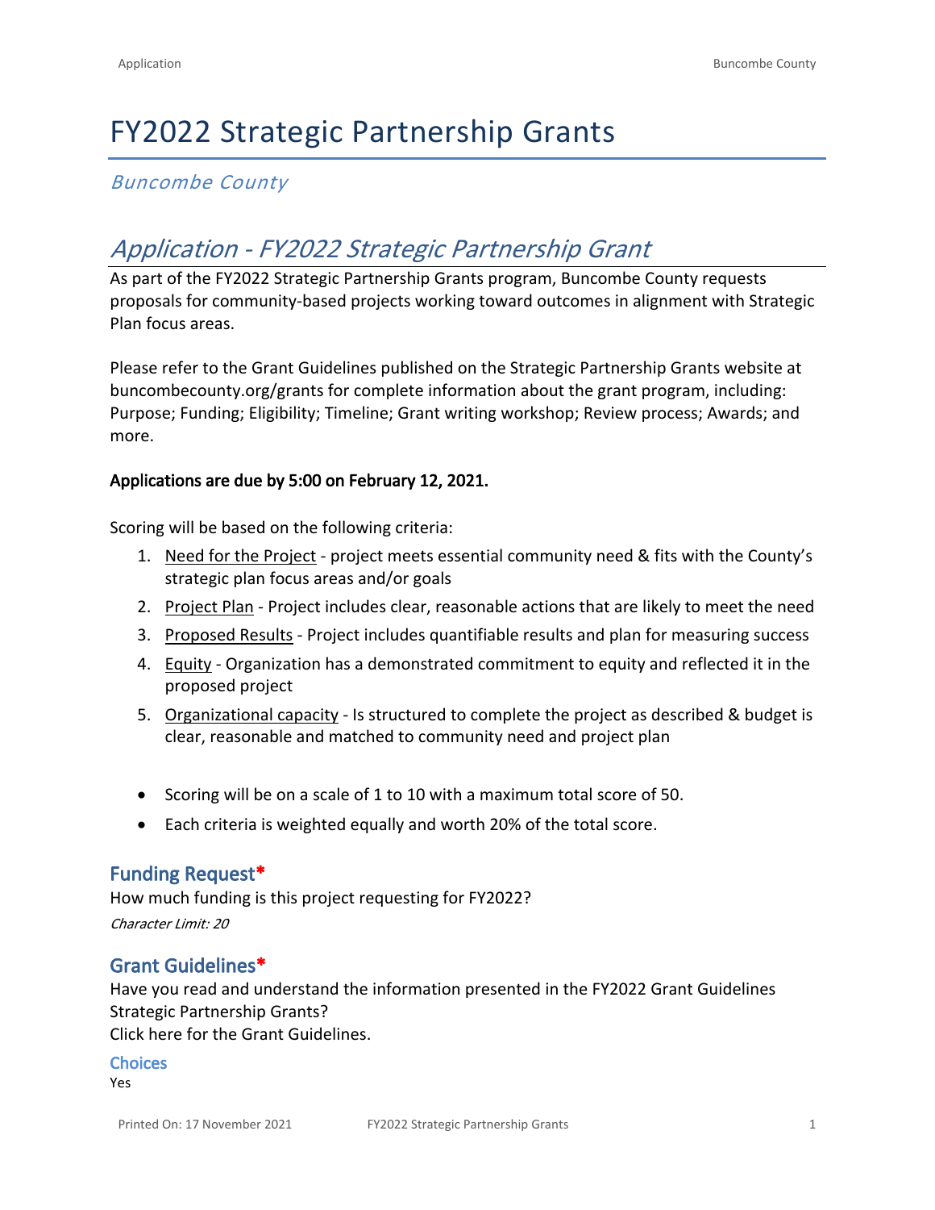# FY2022 Strategic Partnership Grants

*Buncombe County*

## *Application - FY2022 Strategic Partnership Grant*

As part of the FY2022 Strategic Partnership Grants program, Buncombe County requests proposals for community-based projects working toward outcomes in alignment with Strategic Plan focus areas.

Please refer to the Grant Guidelines published on the Strategic Partnership Grants website at buncombecounty.org/grants for complete information about the grant program, including: Purpose; Funding; Eligibility; Timeline; Grant writing workshop; Review process; Awards; and more.

**Applications are due by 5:00 on February 12, 2021.**

Scoring will be based on the following criteria:

1. Need for the Project - project meets essential community need & fits with the County's strategic plan focus areas and/or goals
2. Project Plan - Project includes clear, reasonable actions that are likely to meet the need
3. Proposed Results - Project includes quantifiable results and plan for measuring success
4. Equity - Organization has a demonstrated commitment to equity and reflected it in the proposed project
5. Organizational capacity - Is structured to complete the project as described & budget is clear, reasonable and matched to community need and project plan

- Scoring will be on a scale of 1 to 10 with a maximum total score of 50.
- Each criteria is weighted equally and worth 20% of the total score.

### Funding Request*

How much funding is this project requesting for FY2022?

*Character Limit: 20*

### Grant Guidelines*

Have you read and understand the information presented in the FY2022 Grant Guidelines Strategic Partnership Grants?
Click here for the Grant Guidelines.

#### Choices

Yes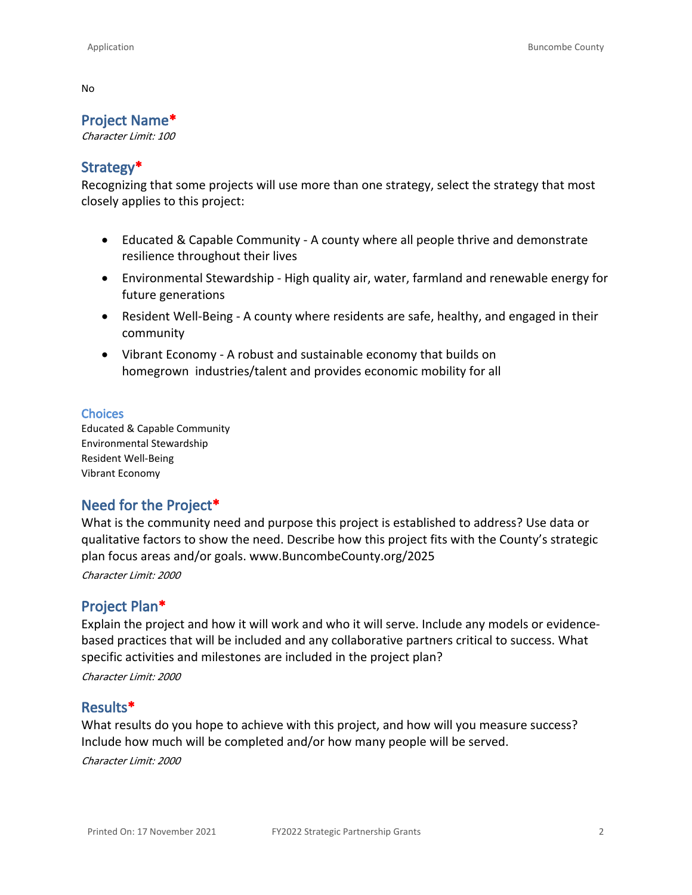No

## Project Name*

*Character Limit: 100*

## Strategy*

Recognizing that some projects will use more than one strategy, select the strategy that most closely applies to this project:

- Educated & Capable Community - A county where all people thrive and demonstrate resilience throughout their lives
- Environmental Stewardship - High quality air, water, farmland and renewable energy for future generations
- Resident Well-Being - A county where residents are safe, healthy, and engaged in their community
- Vibrant Economy - A robust and sustainable economy that builds on homegrown industries/talent and provides economic mobility for all

### Choices

Educated & Capable Community
Environmental Stewardship
Resident Well-Being
Vibrant Economy

## Need for the Project*

What is the community need and purpose this project is established to address? Use data or qualitative factors to show the need. Describe how this project fits with the County's strategic plan focus areas and/or goals. www.BuncombeCounty.org/2025

*Character Limit: 2000*

## Project Plan*

Explain the project and how it will work and who it will serve. Include any models or evidence-based practices that will be included and any collaborative partners critical to success. What specific activities and milestones are included in the project plan?

*Character Limit: 2000*

## Results*

What results do you hope to achieve with this project, and how will you measure success? Include how much will be completed and/or how many people will be served.

*Character Limit: 2000*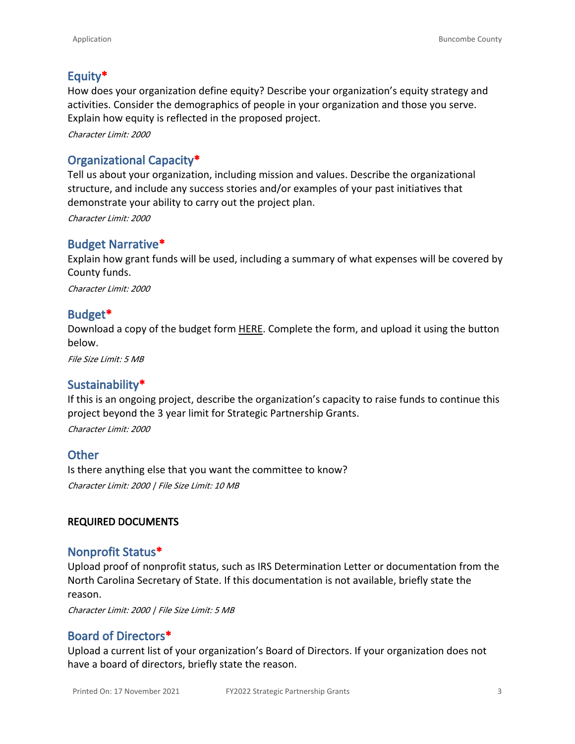## Equity*

How does your organization define equity? Describe your organization's equity strategy and activities. Consider the demographics of people in your organization and those you serve. Explain how equity is reflected in the proposed project.

*Character Limit: 2000*

## Organizational Capacity*

Tell us about your organization, including mission and values. Describe the organizational structure, and include any success stories and/or examples of your past initiatives that demonstrate your ability to carry out the project plan.

*Character Limit: 2000*

## Budget Narrative*

Explain how grant funds will be used, including a summary of what expenses will be covered by County funds.

*Character Limit: 2000*

## Budget*

Download a copy of the budget form HERE. Complete the form, and upload it using the button below.

*File Size Limit: 5 MB*

## Sustainability*

If this is an ongoing project, describe the organization's capacity to raise funds to continue this project beyond the 3 year limit for Strategic Partnership Grants.

*Character Limit: 2000*

## Other

Is there anything else that you want the committee to know?

*Character Limit: 2000 | File Size Limit: 10 MB*

**REQUIRED DOCUMENTS**

## Nonprofit Status*

Upload proof of nonprofit status, such as IRS Determination Letter or documentation from the North Carolina Secretary of State. If this documentation is not available, briefly state the reason.

*Character Limit: 2000 | File Size Limit: 5 MB*

## Board of Directors*

Upload a current list of your organization's Board of Directors. If your organization does not have a board of directors, briefly state the reason.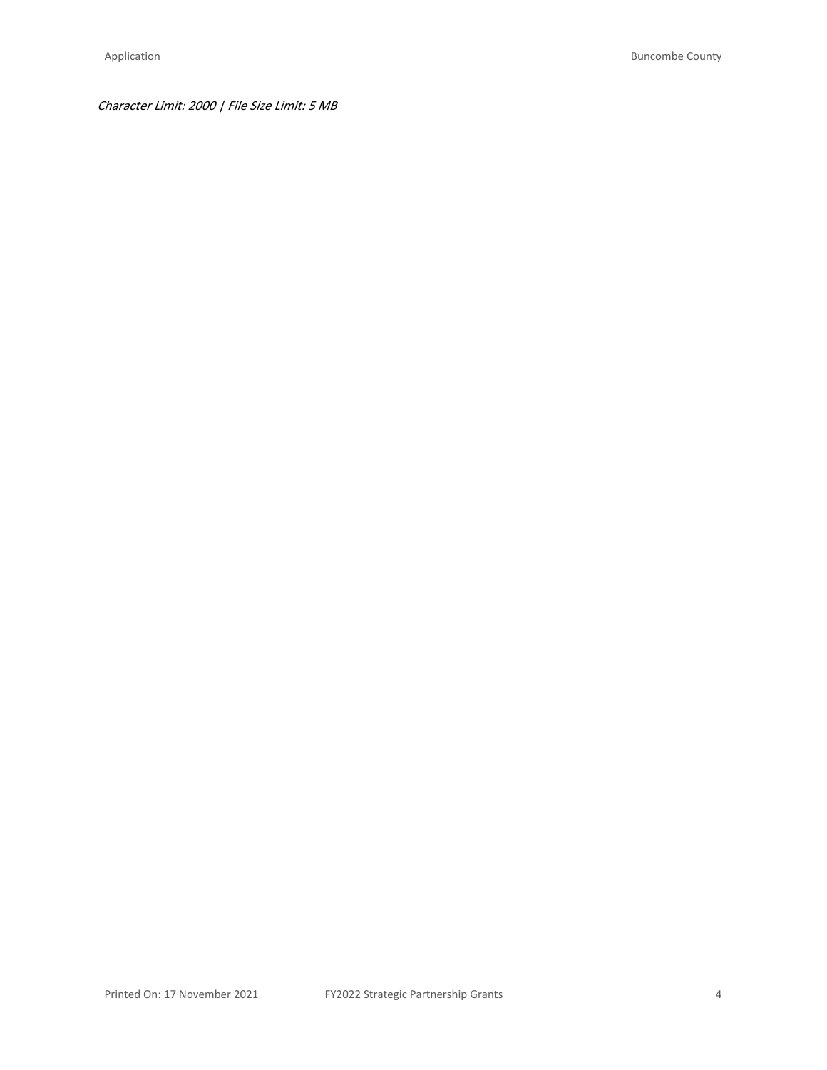*Character Limit: 2000 | File Size Limit: 5 MB*